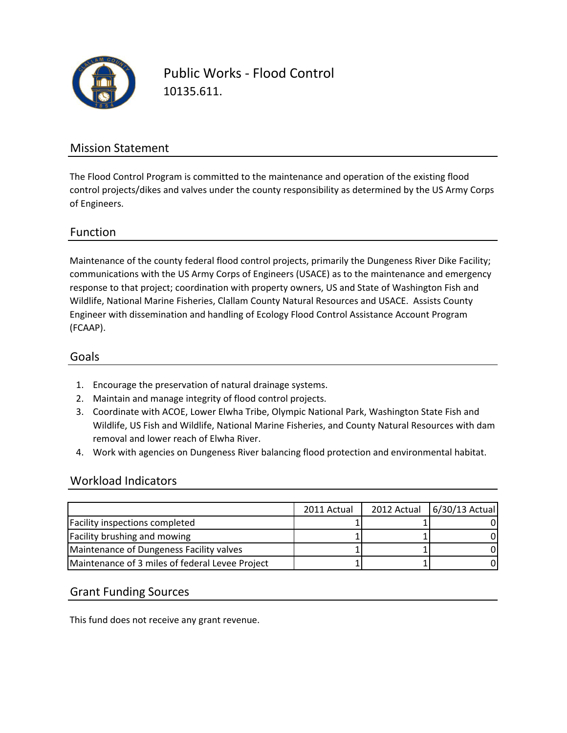# Public Works - Flood Control

10135.611.

## Mission Statement

The Flood Control Program is committed to the maintenance and operation of the existing flood control projects/dikes and valves under the county responsibility as determined by the US Army Corps of Engineers.

## Function

Maintenance of the county federal flood control projects, primarily the Dungeness River Dike Facility; communications with the US Army Corps of Engineers (USACE) as to the maintenance and emergency response to that project; coordination with property owners, US and State of Washington Fish and Wildlife, National Marine Fisheries, Clallam County Natural Resources and USACE. Assists County Engineer with dissemination and handling of Ecology Flood Control Assistance Account Program (FCAAP).

## Goals

1. Encourage the preservation of natural drainage systems.
2. Maintain and manage integrity of flood control projects.
3. Coordinate with ACOE, Lower Elwha Tribe, Olympic National Park, Washington State Fish and Wildlife, US Fish and Wildlife, National Marine Fisheries, and County Natural Resources with dam removal and lower reach of Elwha River.
4. Work with agencies on Dungeness River balancing flood protection and environmental habitat.

## Workload Indicators

| | 2011 Actual | 2012 Actual | 6/30/13 Actual |
|---|---|---|---|
| Facility inspections completed | 1 | 1 | 0 |
| Facility brushing and mowing | 1 | 1 | 0 |
| Maintenance of Dungeness Facility valves | 1 | 1 | 0 |
| Maintenance of 3 miles of federal Levee Project | 1 | 1 | 0 |

## Grant Funding Sources

This fund does not receive any grant revenue.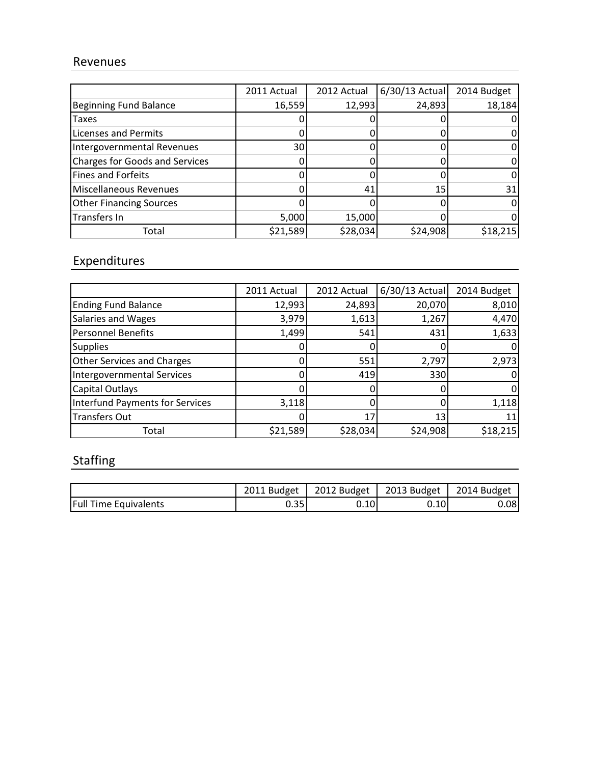## Revenues

| | 2011 Actual | 2012 Actual | 6/30/13 Actual | 2014 Budget |
|---|---|---|---|---|
| Beginning Fund Balance | 16,559 | 12,993 | 24,893 | 18,184 |
| Taxes | 0 | 0 | 0 | 0 |
| Licenses and Permits | 0 | 0 | 0 | 0 |
| Intergovernmental Revenues | 30 | 0 | 0 | 0 |
| Charges for Goods and Services | 0 | 0 | 0 | 0 |
| Fines and Forfeits | 0 | 0 | 0 | 0 |
| Miscellaneous Revenues | 0 | 41 | 15 | 31 |
| Other Financing Sources | 0 | 0 | 0 | 0 |
| Transfers In | 5,000 | 15,000 | 0 | 0 |
| Total | $21,589 | $28,034 | $24,908 | $18,215 |

## Expenditures

| | 2011 Actual | 2012 Actual | 6/30/13 Actual | 2014 Budget |
|---|---|---|---|---|
| Ending Fund Balance | 12,993 | 24,893 | 20,070 | 8,010 |
| Salaries and Wages | 3,979 | 1,613 | 1,267 | 4,470 |
| Personnel Benefits | 1,499 | 541 | 431 | 1,633 |
| Supplies | 0 | 0 | 0 | 0 |
| Other Services and Charges | 0 | 551 | 2,797 | 2,973 |
| Intergovernmental Services | 0 | 419 | 330 | 0 |
| Capital Outlays | 0 | 0 | 0 | 0 |
| Interfund Payments for Services | 3,118 | 0 | 0 | 1,118 |
| Transfers Out | 0 | 17 | 13 | 11 |
| Total | $21,589 | $28,034 | $24,908 | $18,215 |

## Staffing

| | 2011 Budget | 2012 Budget | 2013 Budget | 2014 Budget |
|---|---|---|---|---|
| Full Time Equivalents | 0.35 | 0.10 | 0.10 | 0.08 |